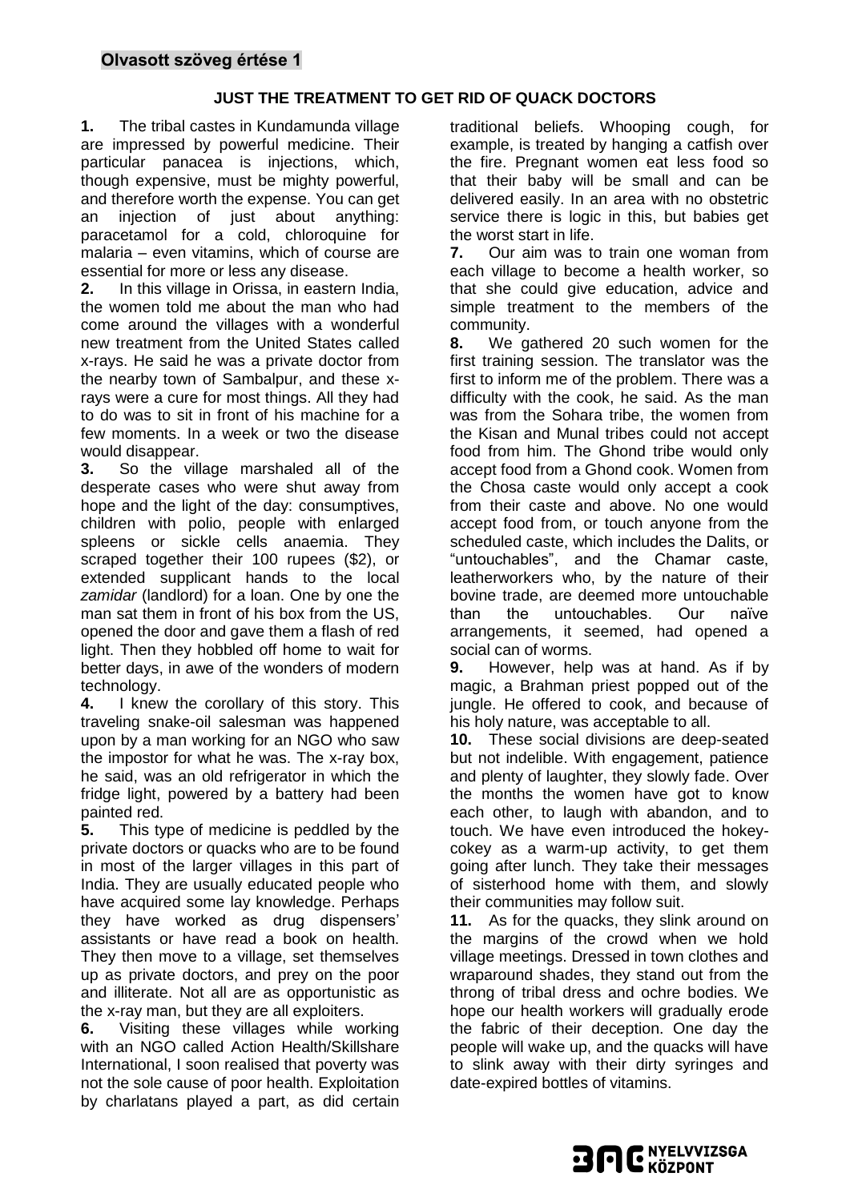## Olvasott szöveg értése 1

### JUST THE TREATMENT TO GET RID OF QUACK DOCTORS

**1.** The tribal castes in Kundamunda village are impressed by powerful medicine. Their particular panacea is injections, which, though expensive, must be mighty powerful, and therefore worth the expense. You can get an injection of just about anything: paracetamol for a cold, chloroquine for malaria – even vitamins, which of course are essential for more or less any disease.

**2.** In this village in Orissa, in eastern India, the women told me about the man who had come around the villages with a wonderful new treatment from the United States called x-rays. He said he was a private doctor from the nearby town of Sambalpur, and these x-rays were a cure for most things. All they had to do was to sit in front of his machine for a few moments. In a week or two the disease would disappear.

**3.** So the village marshaled all of the desperate cases who were shut away from hope and the light of the day: consumptives, children with polio, people with enlarged spleens or sickle cells anaemia. They scraped together their 100 rupees ($2), or extended supplicant hands to the local *zamidar* (landlord) for a loan. One by one the man sat them in front of his box from the US, opened the door and gave them a flash of red light. Then they hobbled off home to wait for better days, in awe of the wonders of modern technology.

**4.** I knew the corollary of this story. This traveling snake-oil salesman was happened upon by a man working for an NGO who saw the impostor for what he was. The x-ray box, he said, was an old refrigerator in which the fridge light, powered by a battery had been painted red.

**5.** This type of medicine is peddled by the private doctors or quacks who are to be found in most of the larger villages in this part of India. They are usually educated people who have acquired some lay knowledge. Perhaps they have worked as drug dispensers' assistants or have read a book on health. They then move to a village, set themselves up as private doctors, and prey on the poor and illiterate. Not all are as opportunistic as the x-ray man, but they are all exploiters.

**6.** Visiting these villages while working with an NGO called Action Health/Skillshare International, I soon realised that poverty was not the sole cause of poor health. Exploitation by charlatans played a part, as did certain traditional beliefs. Whooping cough, for example, is treated by hanging a catfish over the fire. Pregnant women eat less food so that their baby will be small and can be delivered easily. In an area with no obstetric service there is logic in this, but babies get the worst start in life.

**7.** Our aim was to train one woman from each village to become a health worker, so that she could give education, advice and simple treatment to the members of the community.

**8.** We gathered 20 such women for the first training session. The translator was the first to inform me of the problem. There was a difficulty with the cook, he said. As the man was from the Sohara tribe, the women from the Kisan and Munal tribes could not accept food from him. The Ghond tribe would only accept food from a Ghond cook. Women from the Chosa caste would only accept a cook from their caste and above. No one would accept food from, or touch anyone from the scheduled caste, which includes the Dalits, or "untouchables", and the Chamar caste, leatherworkers who, by the nature of their bovine trade, are deemed more untouchable than the untouchables. Our naïve arrangements, it seemed, had opened a social can of worms.

**9.** However, help was at hand. As if by magic, a Brahman priest popped out of the jungle. He offered to cook, and because of his holy nature, was acceptable to all.

**10.** These social divisions are deep-seated but not indelible. With engagement, patience and plenty of laughter, they slowly fade. Over the months the women have got to know each other, to laugh with abandon, and to touch. We have even introduced the hokey-cokey as a warm-up activity, to get them going after lunch. They take their messages of sisterhood home with them, and slowly their communities may follow suit.

**11.** As for the quacks, they slink around on the margins of the crowd when we hold village meetings. Dressed in town clothes and wraparound shades, they stand out from the throng of tribal dress and ochre bodies. We hope our health workers will gradually erode the fabric of their deception. One day the people will wake up, and the quacks will have to slink away with their dirty syringes and date-expired bottles of vitamins.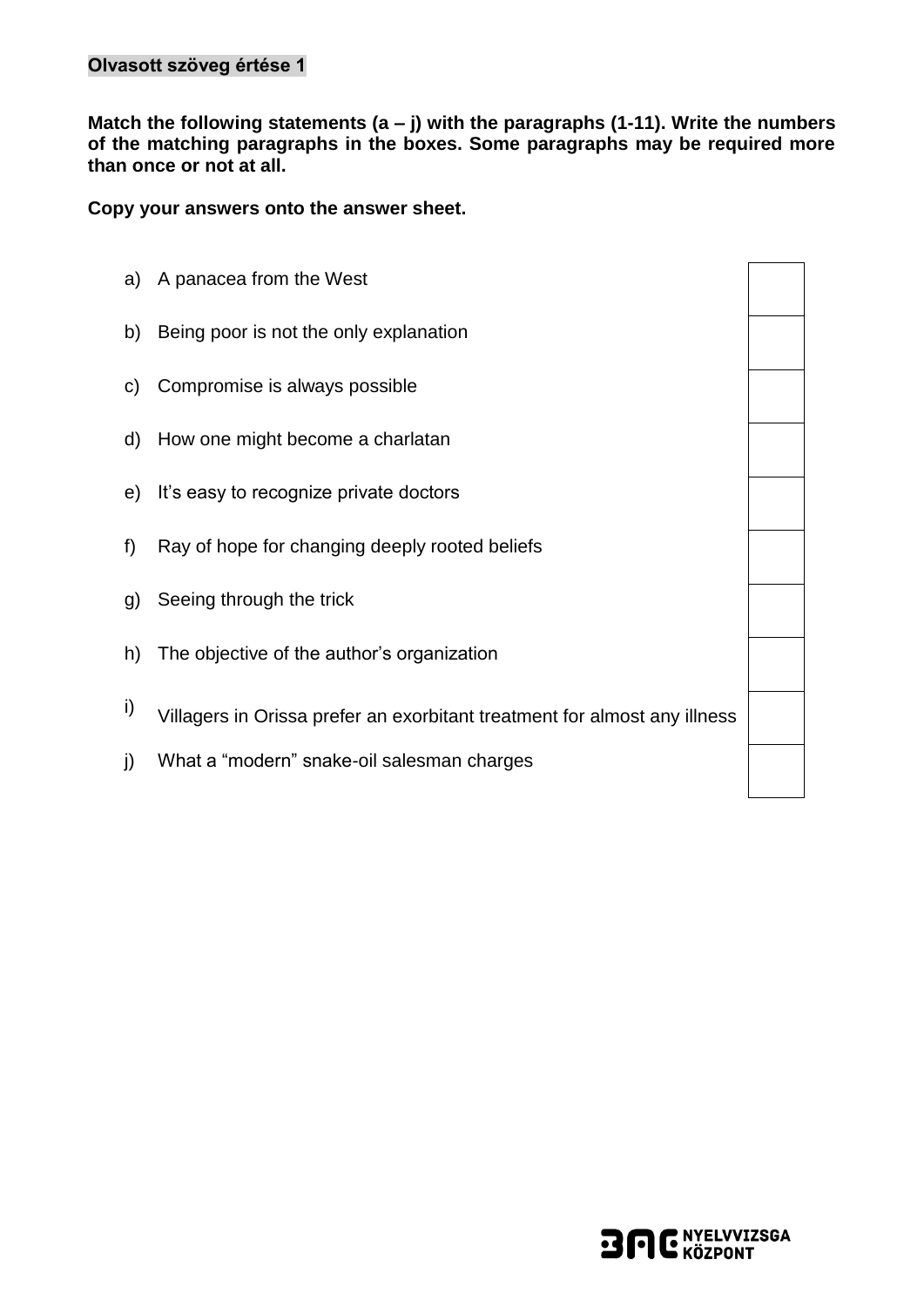**Olvasott szöveg értése 1**

**Match the following statements (a – j) with the paragraphs (1-11). Write the numbers of the matching paragraphs in the boxes. Some paragraphs may be required more than once or not at all.**

**Copy your answers onto the answer sheet.**

| | Statement | |
|---|---|---|
| a) | A panacea from the West | |
| b) | Being poor is not the only explanation | |
| c) | Compromise is always possible | |
| d) | How one might become a charlatan | |
| e) | It's easy to recognize private doctors | |
| f) | Ray of hope for changing deeply rooted beliefs | |
| g) | Seeing through the trick | |
| h) | The objective of the author's organization | |
| i) | Villagers in Orissa prefer an exorbitant treatment for almost any illness | |
| j) | What a "modern" snake-oil salesman charges | |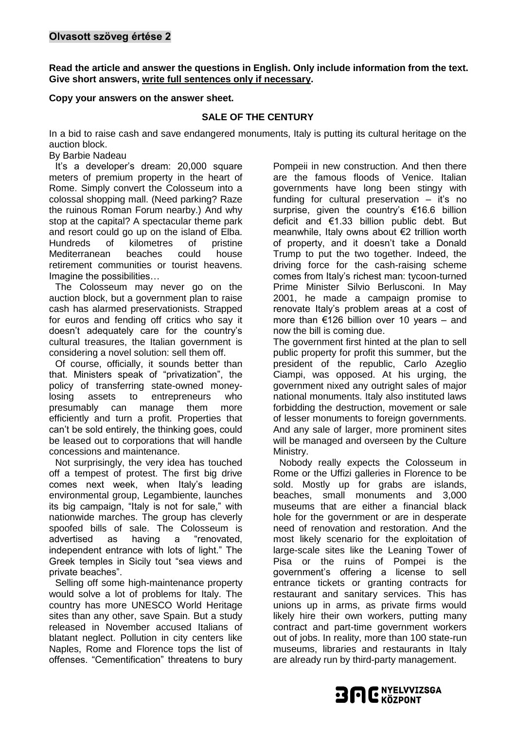## Olvasott szöveg értése 2

**Read the article and answer the questions in English. Only include information from the text. Give short answers, <u>write full sentences only if necessary</u>.**

**Copy your answers on the answer sheet.**

### SALE OF THE CENTURY

In a bid to raise cash and save endangered monuments, Italy is putting its cultural heritage on the auction block.

By Barbie Nadeau

It's a developer's dream: 20,000 square meters of premium property in the heart of Rome. Simply convert the Colosseum into a colossal shopping mall. (Need parking? Raze the ruinous Roman Forum nearby.) And why stop at the capital? A spectacular theme park and resort could go up on the island of Elba. Hundreds of kilometres of pristine Mediterranean beaches could house retirement communities or tourist heavens. Imagine the possibilities…

The Colosseum may never go on the auction block, but a government plan to raise cash has alarmed preservationists. Strapped for euros and fending off critics who say it doesn't adequately care for the country's cultural treasures, the Italian government is considering a novel solution: sell them off.

Of course, officially, it sounds better than that. Ministers speak of "privatization", the policy of transferring state-owned money-losing assets to entrepreneurs who presumably can manage them more efficiently and turn a profit. Properties that can't be sold entirely, the thinking goes, could be leased out to corporations that will handle concessions and maintenance.

Not surprisingly, the very idea has touched off a tempest of protest. The first big drive comes next week, when Italy's leading environmental group, Legambiente, launches its big campaign, "Italy is not for sale," with nationwide marches. The group has cleverly spoofed bills of sale. The Colosseum is advertised as having a "renovated, independent entrance with lots of light." The Greek temples in Sicily tout "sea views and private beaches".

Selling off some high-maintenance property would solve a lot of problems for Italy. The country has more UNESCO World Heritage sites than any other, save Spain. But a study released in November accused Italians of blatant neglect. Pollution in city centers like Naples, Rome and Florence tops the list of offenses. "Cementification" threatens to bury Pompeii in new construction. And then there are the famous floods of Venice. Italian governments have long been stingy with funding for cultural preservation – it's no surprise, given the country's €16.6 billion deficit and €1.33 billion public debt. But meanwhile, Italy owns about €2 trillion worth of property, and it doesn't take a Donald Trump to put the two together. Indeed, the driving force for the cash-raising scheme comes from Italy's richest man: tycoon-turned Prime Minister Silvio Berlusconi. In May 2001, he made a campaign promise to renovate Italy's problem areas at a cost of more than €126 billion over 10 years – and now the bill is coming due.

The government first hinted at the plan to sell public property for profit this summer, but the president of the republic, Carlo Azeglio Ciampi, was opposed. At his urging, the government nixed any outright sales of major national monuments. Italy also instituted laws forbidding the destruction, movement or sale of lesser monuments to foreign governments. And any sale of larger, more prominent sites will be managed and overseen by the Culture Ministry.

Nobody really expects the Colosseum in Rome or the Uffizi galleries in Florence to be sold. Mostly up for grabs are islands, beaches, small monuments and 3,000 museums that are either a financial black hole for the government or are in desperate need of renovation and restoration. And the most likely scenario for the exploitation of large-scale sites like the Leaning Tower of Pisa or the ruins of Pompei is the government's offering a license to sell entrance tickets or granting contracts for restaurant and sanitary services. This has unions up in arms, as private firms would likely hire their own workers, putting many contract and part-time government workers out of jobs. In reality, more than 100 state-run museums, libraries and restaurants in Italy are already run by third-party management.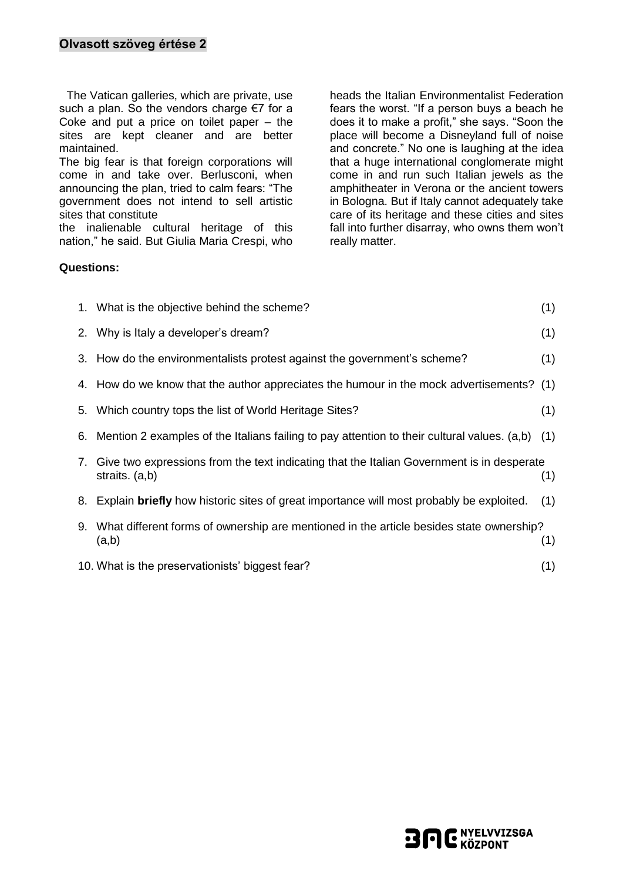## Olvasott szöveg értése 2

The Vatican galleries, which are private, use such a plan. So the vendors charge €7 for a Coke and put a price on toilet paper – the sites are kept cleaner and are better maintained.

The big fear is that foreign corporations will come in and take over. Berlusconi, when announcing the plan, tried to calm fears: "The government does not intend to sell artistic sites that constitute the inalienable cultural heritage of this nation," he said. But Giulia Maria Crespi, who heads the Italian Environmentalist Federation fears the worst. "If a person buys a beach he does it to make a profit," she says. "Soon the place will become a Disneyland full of noise and concrete." No one is laughing at the idea that a huge international conglomerate might come in and run such Italian jewels as the amphitheater in Verona or the ancient towers in Bologna. But if Italy cannot adequately take care of its heritage and these cities and sites fall into further disarray, who owns them won't really matter.

**Questions:**

1. What is the objective behind the scheme? (1)
2. Why is Italy a developer's dream? (1)
3. How do the environmentalists protest against the government's scheme? (1)
4. How do we know that the author appreciates the humour in the mock advertisements? (1)
5. Which country tops the list of World Heritage Sites? (1)
6. Mention 2 examples of the Italians failing to pay attention to their cultural values. (a,b) (1)
7. Give two expressions from the text indicating that the Italian Government is in desperate straits. (a,b) (1)
8. Explain **briefly** how historic sites of great importance will most probably be exploited. (1)
9. What different forms of ownership are mentioned in the article besides state ownership? (a,b) (1)
10. What is the preservationists' biggest fear? (1)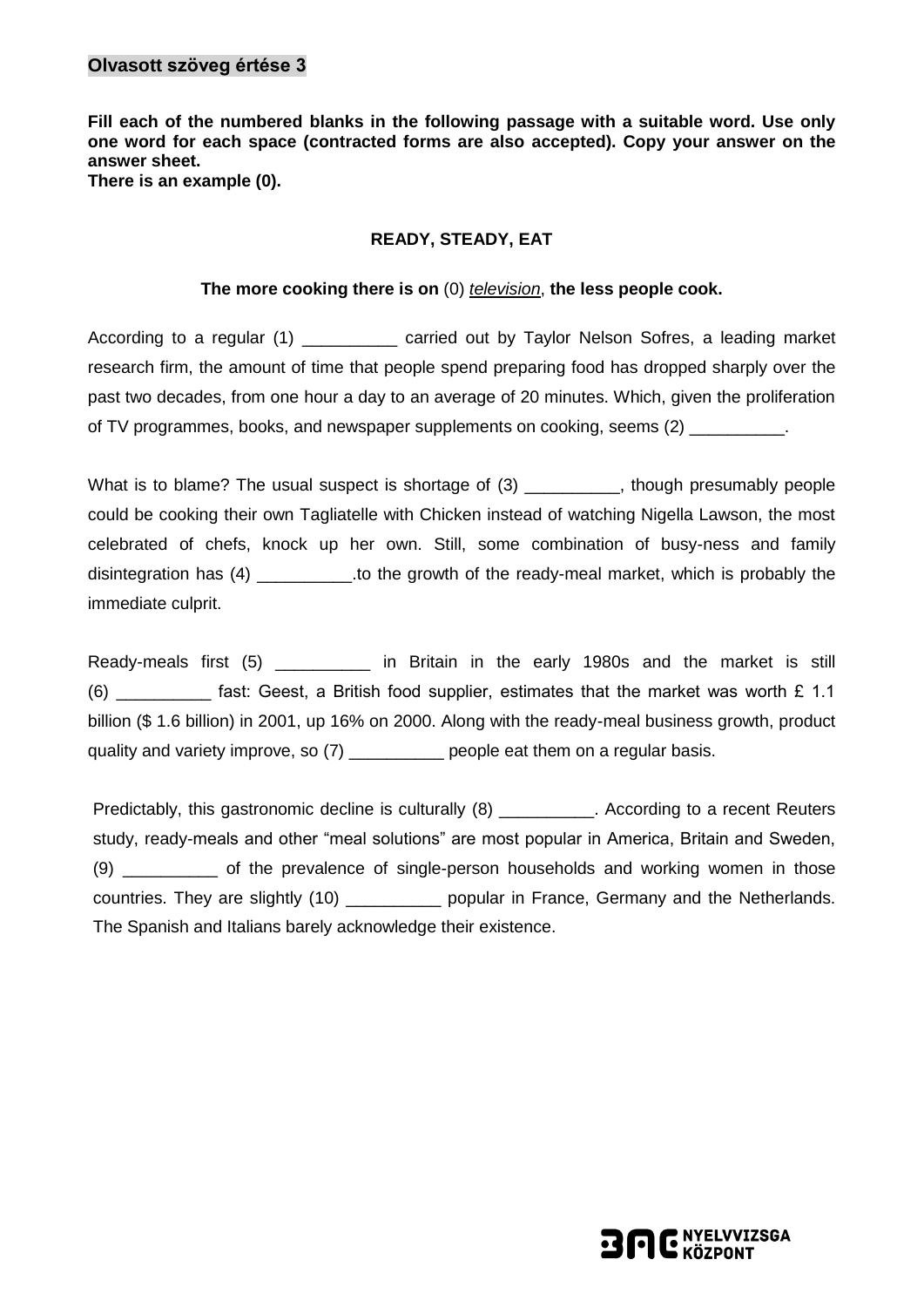**Olvasott szöveg értése 3**

**Fill each of the numbered blanks in the following passage with a suitable word. Use only one word for each space (contracted forms are also accepted). Copy your answer on the answer sheet.**
**There is an example (0).**

**READY, STEADY, EAT**

**The more cooking there is on** (0) *television*, **the less people cook.**

According to a regular (1) __________ carried out by Taylor Nelson Sofres, a leading market research firm, the amount of time that people spend preparing food has dropped sharply over the past two decades, from one hour a day to an average of 20 minutes. Which, given the proliferation of TV programmes, books, and newspaper supplements on cooking, seems (2) __________.

What is to blame? The usual suspect is shortage of (3) __________, though presumably people could be cooking their own Tagliatelle with Chicken instead of watching Nigella Lawson, the most celebrated of chefs, knock up her own. Still, some combination of busy-ness and family disintegration has (4) __________.to the growth of the ready-meal market, which is probably the immediate culprit.

Ready-meals first (5) __________ in Britain in the early 1980s and the market is still (6) __________ fast: Geest, a British food supplier, estimates that the market was worth £ 1.1 billion ($ 1.6 billion) in 2001, up 16% on 2000. Along with the ready-meal business growth, product quality and variety improve, so (7) __________ people eat them on a regular basis.

Predictably, this gastronomic decline is culturally (8) __________. According to a recent Reuters study, ready-meals and other "meal solutions" are most popular in America, Britain and Sweden, (9) __________ of the prevalence of single-person households and working women in those countries. They are slightly (10) __________ popular in France, Germany and the Netherlands. The Spanish and Italians barely acknowledge their existence.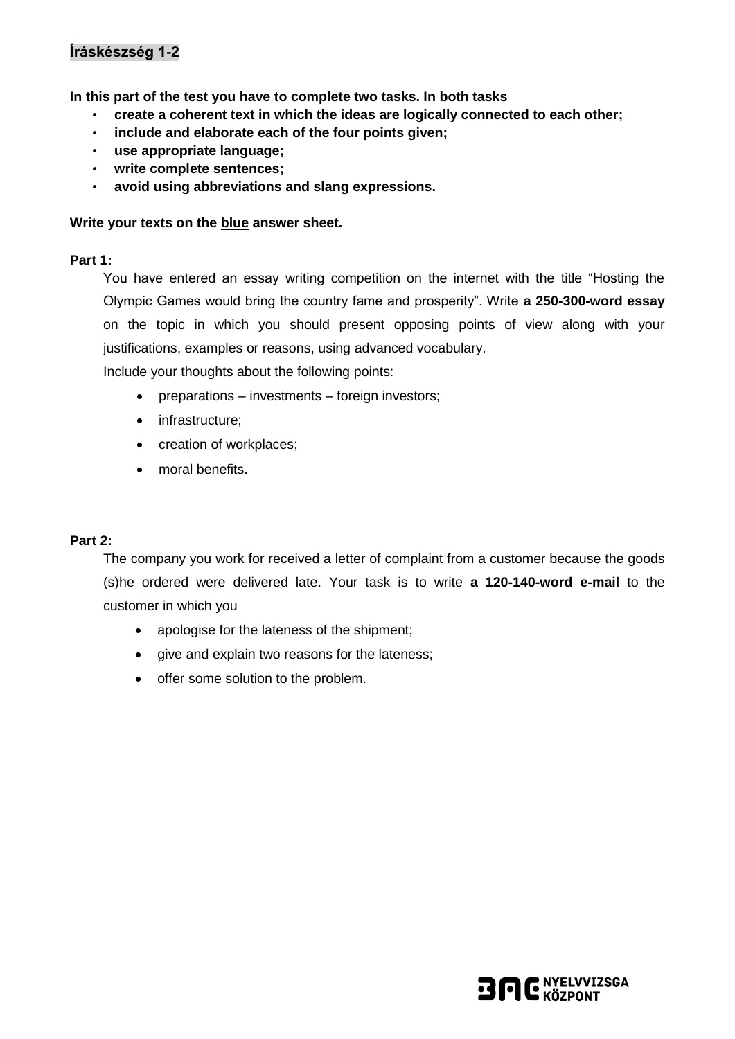## Íráskészség 1-2

**In this part of the test you have to complete two tasks. In both tasks**

- **create a coherent text in which the ideas are logically connected to each other;**
- **include and elaborate each of the four points given;**
- **use appropriate language;**
- **write complete sentences;**
- **avoid using abbreviations and slang expressions.**

**Write your texts on the blue answer sheet.**

**Part 1:**

You have entered an essay writing competition on the internet with the title "Hosting the Olympic Games would bring the country fame and prosperity". Write **a 250-300-word essay** on the topic in which you should present opposing points of view along with your justifications, examples or reasons, using advanced vocabulary.

Include your thoughts about the following points:

- preparations – investments – foreign investors;
- infrastructure;
- creation of workplaces;
- moral benefits.

**Part 2:**

The company you work for received a letter of complaint from a customer because the goods (s)he ordered were delivered late. Your task is to write **a 120-140-word e-mail** to the customer in which you

- apologise for the lateness of the shipment;
- give and explain two reasons for the lateness;
- offer some solution to the problem.

BME NYELVVIZSGA KÖZPONT